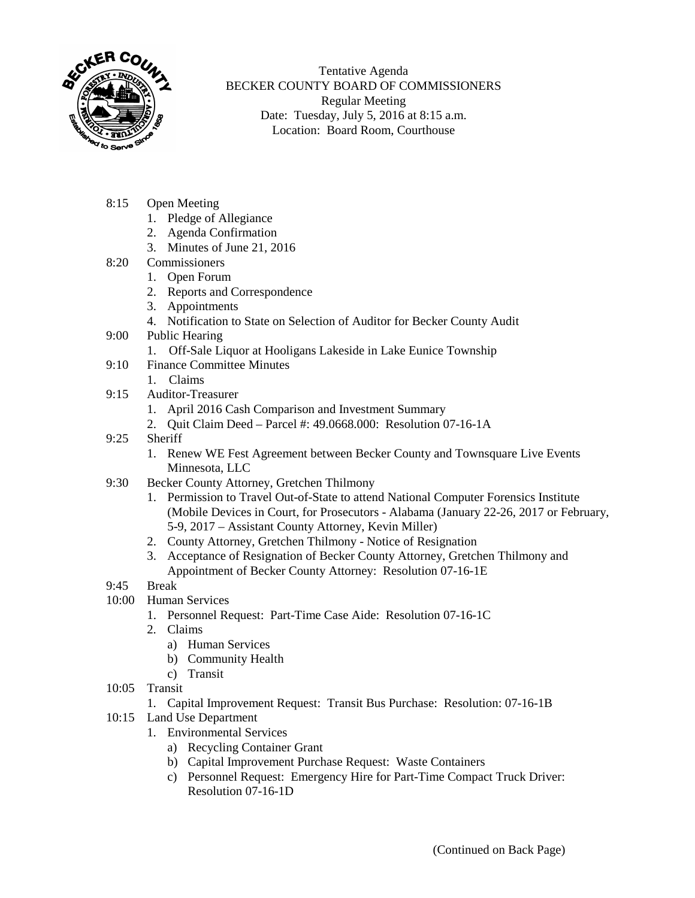Tentative Agenda
BECKER COUNTY BOARD OF COMMISSIONERS
Regular Meeting
Date: Tuesday, July 5, 2016 at 8:15 a.m.
Location: Board Room, Courthouse

8:15 Open Meeting
1. Pledge of Allegiance
2. Agenda Confirmation
3. Minutes of June 21, 2016

8:20 Commissioners
1. Open Forum
2. Reports and Correspondence
3. Appointments
4. Notification to State on Selection of Auditor for Becker County Audit

9:00 Public Hearing
1. Off-Sale Liquor at Hooligans Lakeside in Lake Eunice Township

9:10 Finance Committee Minutes
1. Claims

9:15 Auditor-Treasurer
1. April 2016 Cash Comparison and Investment Summary
2. Quit Claim Deed – Parcel #: 49.0668.000: Resolution 07-16-1A

9:25 Sheriff
1. Renew WE Fest Agreement between Becker County and Townsquare Live Events Minnesota, LLC

9:30 Becker County Attorney, Gretchen Thilmony
1. Permission to Travel Out-of-State to attend National Computer Forensics Institute (Mobile Devices in Court, for Prosecutors - Alabama (January 22-26, 2017 or February, 5-9, 2017 – Assistant County Attorney, Kevin Miller)
2. County Attorney, Gretchen Thilmony - Notice of Resignation
3. Acceptance of Resignation of Becker County Attorney, Gretchen Thilmony and Appointment of Becker County Attorney: Resolution 07-16-1E

9:45 Break

10:00 Human Services
1. Personnel Request: Part-Time Case Aide: Resolution 07-16-1C
2. Claims
   a) Human Services
   b) Community Health
   c) Transit

10:05 Transit
1. Capital Improvement Request: Transit Bus Purchase: Resolution: 07-16-1B

10:15 Land Use Department
1. Environmental Services
   a) Recycling Container Grant
   b) Capital Improvement Purchase Request: Waste Containers
   c) Personnel Request: Emergency Hire for Part-Time Compact Truck Driver: Resolution 07-16-1D

(Continued on Back Page)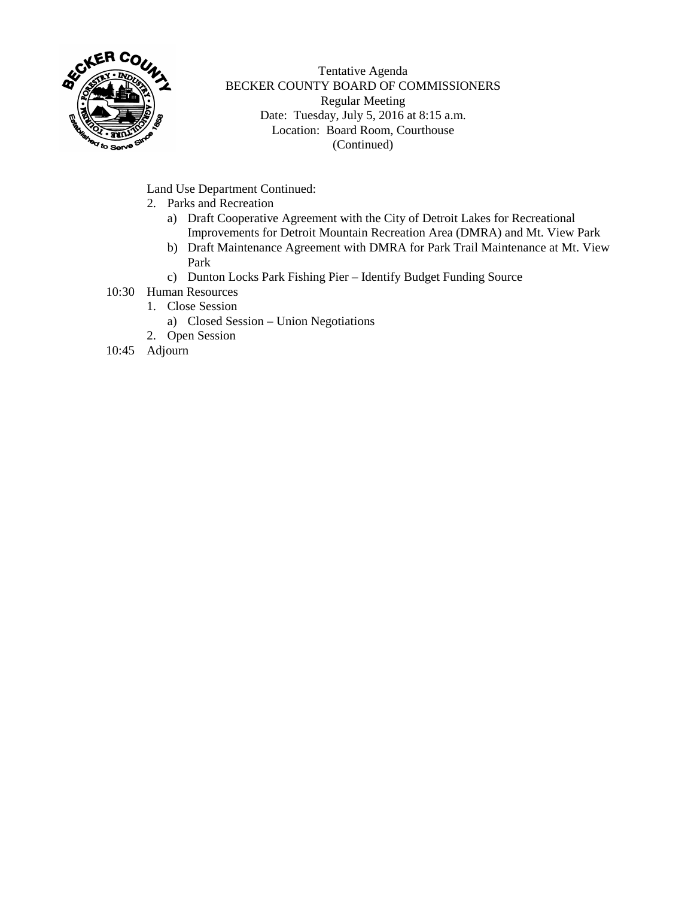Tentative Agenda
BECKER COUNTY BOARD OF COMMISSIONERS
Regular Meeting
Date: Tuesday, July 5, 2016 at 8:15 a.m.
Location: Board Room, Courthouse
(Continued)

Land Use Department Continued:

2. Parks and Recreation
   a) Draft Cooperative Agreement with the City of Detroit Lakes for Recreational Improvements for Detroit Mountain Recreation Area (DMRA) and Mt. View Park
   b) Draft Maintenance Agreement with DMRA for Park Trail Maintenance at Mt. View Park
   c) Dunton Locks Park Fishing Pier – Identify Budget Funding Source

10:30 Human Resources

1. Close Session
   a) Closed Session – Union Negotiations
2. Open Session

10:45 Adjourn